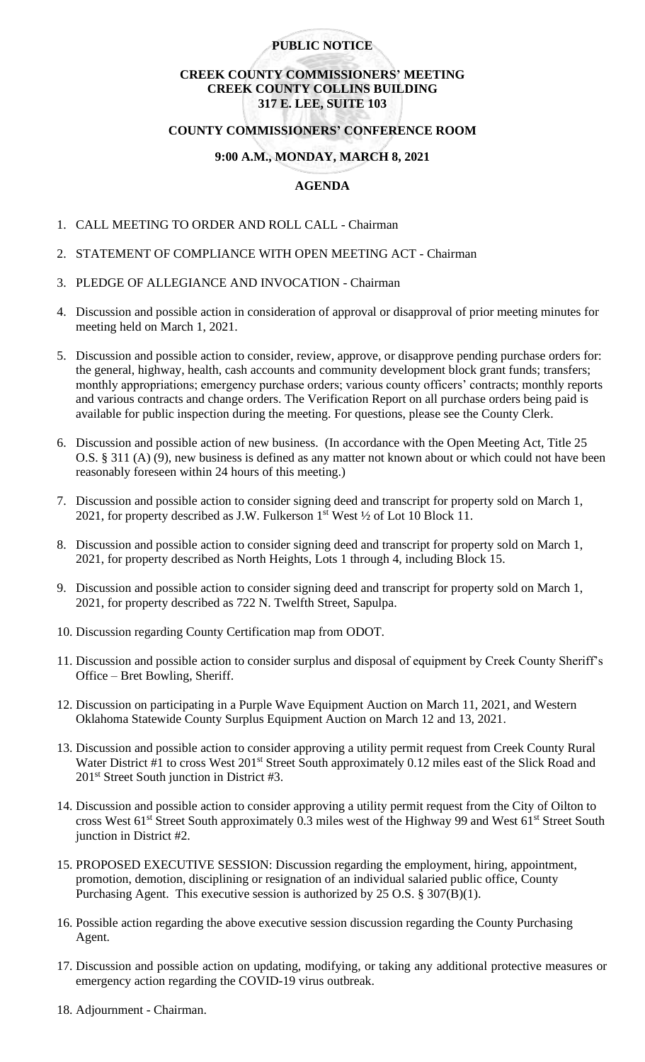**PUBLIC NOTICE**

**CREEK COUNTY COMMISSIONERS' MEETING**
**CREEK COUNTY COLLINS BUILDING**
**317 E. LEE, SUITE 103**

**COUNTY COMMISSIONERS' CONFERENCE ROOM**

**9:00 A.M., MONDAY, MARCH 8, 2021**

**AGENDA**

1. CALL MEETING TO ORDER AND ROLL CALL - Chairman
2. STATEMENT OF COMPLIANCE WITH OPEN MEETING ACT - Chairman
3. PLEDGE OF ALLEGIANCE AND INVOCATION - Chairman
4. Discussion and possible action in consideration of approval or disapproval of prior meeting minutes for meeting held on March 1, 2021.
5. Discussion and possible action to consider, review, approve, or disapprove pending purchase orders for: the general, highway, health, cash accounts and community development block grant funds; transfers; monthly appropriations; emergency purchase orders; various county officers' contracts; monthly reports and various contracts and change orders. The Verification Report on all purchase orders being paid is available for public inspection during the meeting. For questions, please see the County Clerk.
6. Discussion and possible action of new business. (In accordance with the Open Meeting Act, Title 25 O.S. § 311 (A) (9), new business is defined as any matter not known about or which could not have been reasonably foreseen within 24 hours of this meeting.)
7. Discussion and possible action to consider signing deed and transcript for property sold on March 1, 2021, for property described as J.W. Fulkerson 1st West ½ of Lot 10 Block 11.
8. Discussion and possible action to consider signing deed and transcript for property sold on March 1, 2021, for property described as North Heights, Lots 1 through 4, including Block 15.
9. Discussion and possible action to consider signing deed and transcript for property sold on March 1, 2021, for property described as 722 N. Twelfth Street, Sapulpa.
10. Discussion regarding County Certification map from ODOT.
11. Discussion and possible action to consider surplus and disposal of equipment by Creek County Sheriff's Office – Bret Bowling, Sheriff.
12. Discussion on participating in a Purple Wave Equipment Auction on March 11, 2021, and Western Oklahoma Statewide County Surplus Equipment Auction on March 12 and 13, 2021.
13. Discussion and possible action to consider approving a utility permit request from Creek County Rural Water District #1 to cross West 201st Street South approximately 0.12 miles east of the Slick Road and 201st Street South junction in District #3.
14. Discussion and possible action to consider approving a utility permit request from the City of Oilton to cross West 61st Street South approximately 0.3 miles west of the Highway 99 and West 61st Street South junction in District #2.
15. PROPOSED EXECUTIVE SESSION: Discussion regarding the employment, hiring, appointment, promotion, demotion, disciplining or resignation of an individual salaried public office, County Purchasing Agent. This executive session is authorized by 25 O.S. § 307(B)(1).
16. Possible action regarding the above executive session discussion regarding the County Purchasing Agent.
17. Discussion and possible action on updating, modifying, or taking any additional protective measures or emergency action regarding the COVID-19 virus outbreak.
18. Adjournment - Chairman.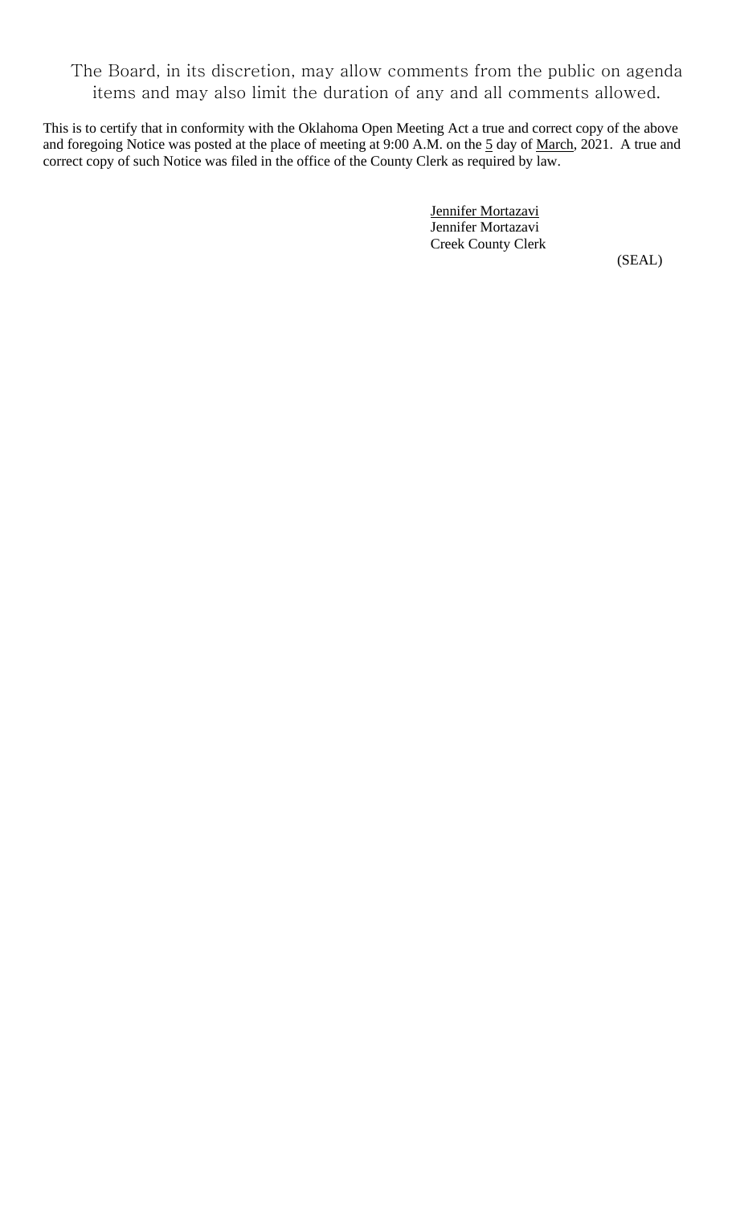The Board, in its discretion, may allow comments from the public on agenda items and may also limit the duration of any and all comments allowed.

This is to certify that in conformity with the Oklahoma Open Meeting Act a true and correct copy of the above and foregoing Notice was posted at the place of meeting at 9:00 A.M. on the 5 day of March, 2021. A true and correct copy of such Notice was filed in the office of the County Clerk as required by law.

Jennifer Mortazavi
Jennifer Mortazavi
Creek County Clerk

(SEAL)